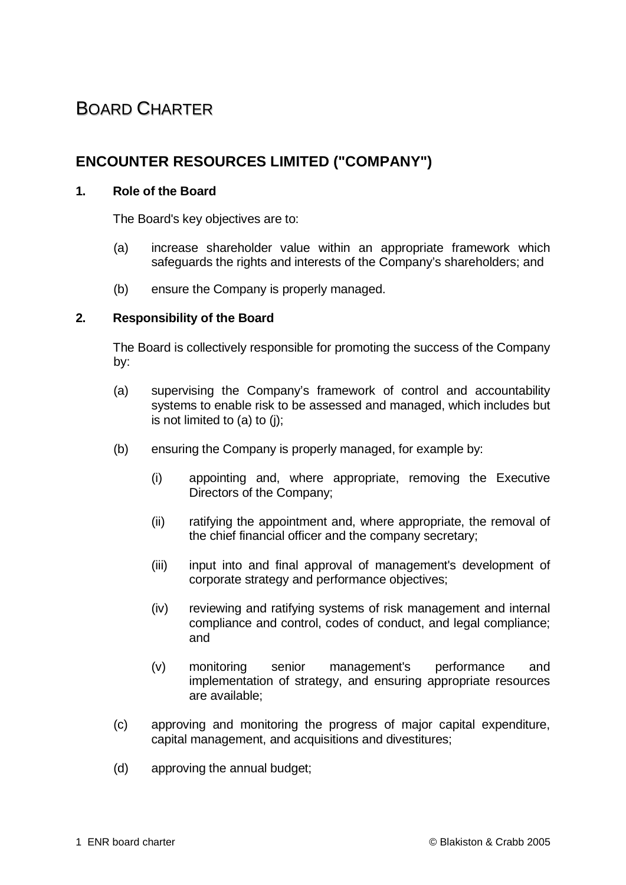# BOARD CHARTER

## ENCOUNTER RESOURCES LIMITED ("COMPANY")

### 1. Role of the Board

The Board's key objectives are to:

(a) increase shareholder value within an appropriate framework which safeguards the rights and interests of the Company's shareholders; and

(b) ensure the Company is properly managed.

### 2. Responsibility of the Board

The Board is collectively responsible for promoting the success of the Company by:

(a) supervising the Company's framework of control and accountability systems to enable risk to be assessed and managed, which includes but is not limited to (a) to (j);

(b) ensuring the Company is properly managed, for example by:

   (i) appointing and, where appropriate, removing the Executive Directors of the Company;

   (ii) ratifying the appointment and, where appropriate, the removal of the chief financial officer and the company secretary;

   (iii) input into and final approval of management's development of corporate strategy and performance objectives;

   (iv) reviewing and ratifying systems of risk management and internal compliance and control, codes of conduct, and legal compliance; and

   (v) monitoring senior management's performance and implementation of strategy, and ensuring appropriate resources are available;

(c) approving and monitoring the progress of major capital expenditure, capital management, and acquisitions and divestitures;

(d) approving the annual budget;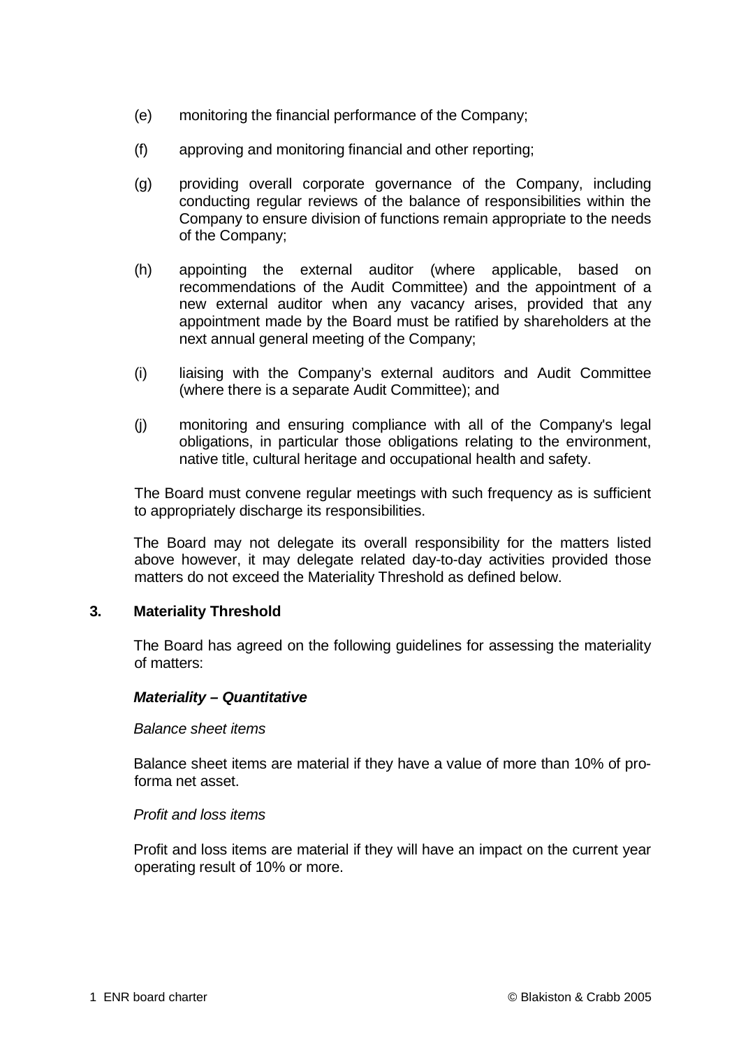(e) monitoring the financial performance of the Company;

(f) approving and monitoring financial and other reporting;

(g) providing overall corporate governance of the Company, including conducting regular reviews of the balance of responsibilities within the Company to ensure division of functions remain appropriate to the needs of the Company;

(h) appointing the external auditor (where applicable, based on recommendations of the Audit Committee) and the appointment of a new external auditor when any vacancy arises, provided that any appointment made by the Board must be ratified by shareholders at the next annual general meeting of the Company;

(i) liaising with the Company's external auditors and Audit Committee (where there is a separate Audit Committee); and

(j) monitoring and ensuring compliance with all of the Company's legal obligations, in particular those obligations relating to the environment, native title, cultural heritage and occupational health and safety.

The Board must convene regular meetings with such frequency as is sufficient to appropriately discharge its responsibilities.

The Board may not delegate its overall responsibility for the matters listed above however, it may delegate related day-to-day activities provided those matters do not exceed the Materiality Threshold as defined below.

## 3. Materiality Threshold

The Board has agreed on the following guidelines for assessing the materiality of matters:

***Materiality – Quantitative***

*Balance sheet items*

Balance sheet items are material if they have a value of more than 10% of pro-forma net asset.

*Profit and loss items*

Profit and loss items are material if they will have an impact on the current year operating result of 10% or more.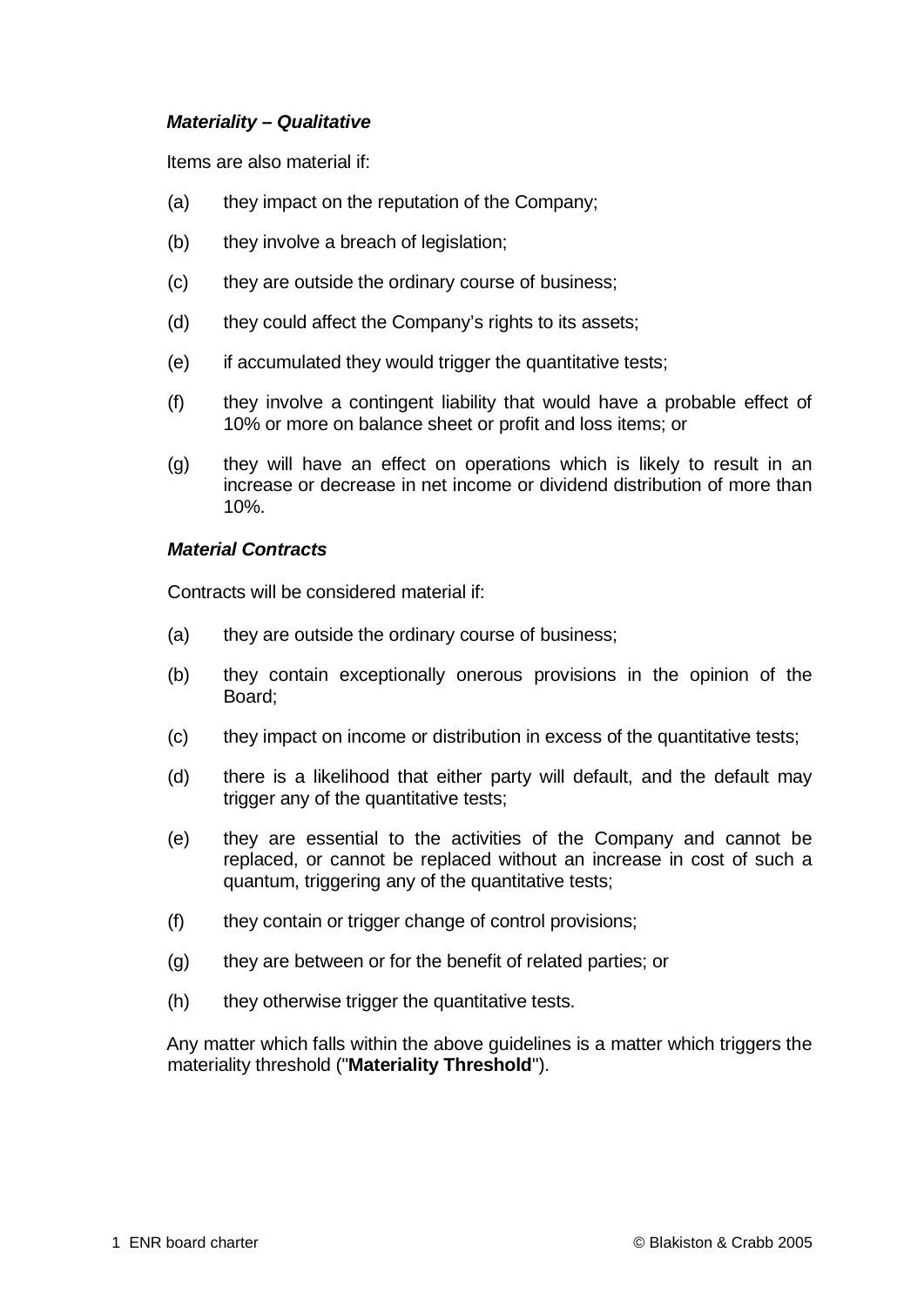***Materiality – Qualitative***

Items are also material if:

(a) they impact on the reputation of the Company;

(b) they involve a breach of legislation;

(c) they are outside the ordinary course of business;

(d) they could affect the Company's rights to its assets;

(e) if accumulated they would trigger the quantitative tests;

(f) they involve a contingent liability that would have a probable effect of 10% or more on balance sheet or profit and loss items; or

(g) they will have an effect on operations which is likely to result in an increase or decrease in net income or dividend distribution of more than 10%.

***Material Contracts***

Contracts will be considered material if:

(a) they are outside the ordinary course of business;

(b) they contain exceptionally onerous provisions in the opinion of the Board;

(c) they impact on income or distribution in excess of the quantitative tests;

(d) there is a likelihood that either party will default, and the default may trigger any of the quantitative tests;

(e) they are essential to the activities of the Company and cannot be replaced, or cannot be replaced without an increase in cost of such a quantum, triggering any of the quantitative tests;

(f) they contain or trigger change of control provisions;

(g) they are between or for the benefit of related parties; or

(h) they otherwise trigger the quantitative tests.

Any matter which falls within the above guidelines is a matter which triggers the materiality threshold ("**Materiality Threshold**").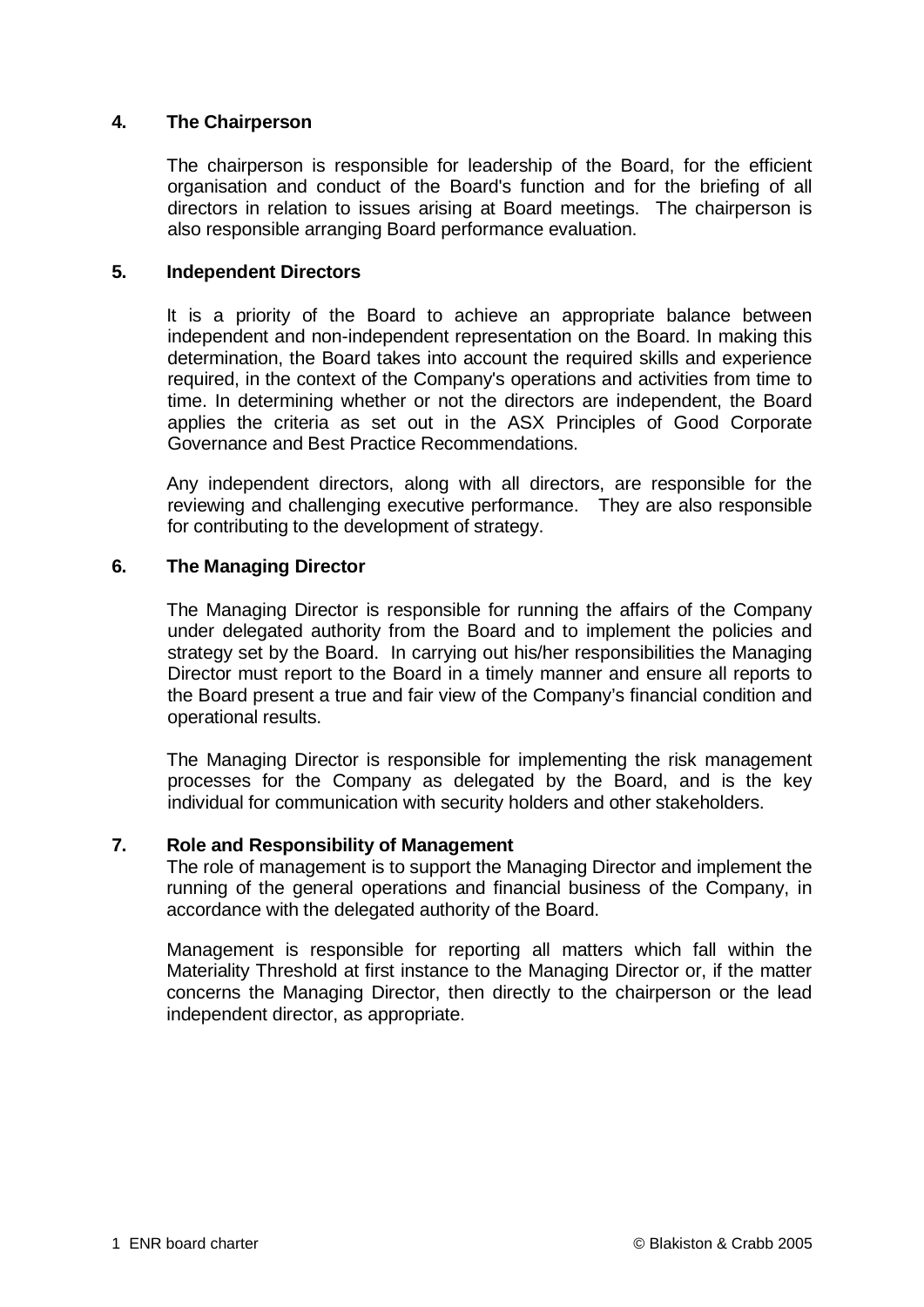## 4. The Chairperson

The chairperson is responsible for leadership of the Board, for the efficient organisation and conduct of the Board's function and for the briefing of all directors in relation to issues arising at Board meetings. The chairperson is also responsible arranging Board performance evaluation.

## 5. Independent Directors

It is a priority of the Board to achieve an appropriate balance between independent and non-independent representation on the Board. In making this determination, the Board takes into account the required skills and experience required, in the context of the Company's operations and activities from time to time. In determining whether or not the directors are independent, the Board applies the criteria as set out in the ASX Principles of Good Corporate Governance and Best Practice Recommendations.

Any independent directors, along with all directors, are responsible for the reviewing and challenging executive performance. They are also responsible for contributing to the development of strategy.

## 6. The Managing Director

The Managing Director is responsible for running the affairs of the Company under delegated authority from the Board and to implement the policies and strategy set by the Board. In carrying out his/her responsibilities the Managing Director must report to the Board in a timely manner and ensure all reports to the Board present a true and fair view of the Company's financial condition and operational results.

The Managing Director is responsible for implementing the risk management processes for the Company as delegated by the Board, and is the key individual for communication with security holders and other stakeholders.

## 7. Role and Responsibility of Management

The role of management is to support the Managing Director and implement the running of the general operations and financial business of the Company, in accordance with the delegated authority of the Board.

Management is responsible for reporting all matters which fall within the Materiality Threshold at first instance to the Managing Director or, if the matter concerns the Managing Director, then directly to the chairperson or the lead independent director, as appropriate.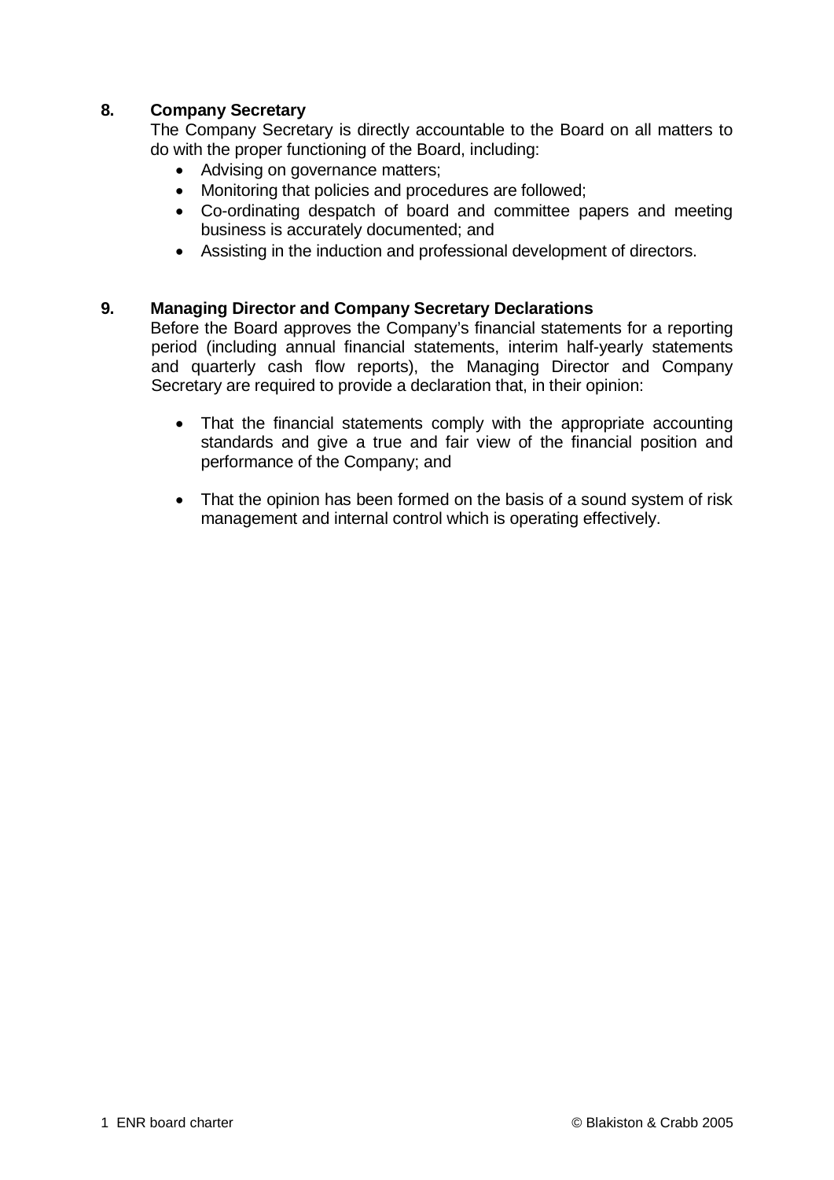## 8. Company Secretary

The Company Secretary is directly accountable to the Board on all matters to do with the proper functioning of the Board, including:

- Advising on governance matters;
- Monitoring that policies and procedures are followed;
- Co-ordinating despatch of board and committee papers and meeting business is accurately documented; and
- Assisting in the induction and professional development of directors.

## 9. Managing Director and Company Secretary Declarations

Before the Board approves the Company's financial statements for a reporting period (including annual financial statements, interim half-yearly statements and quarterly cash flow reports), the Managing Director and Company Secretary are required to provide a declaration that, in their opinion:

- That the financial statements comply with the appropriate accounting standards and give a true and fair view of the financial position and performance of the Company; and

- That the opinion has been formed on the basis of a sound system of risk management and internal control which is operating effectively.